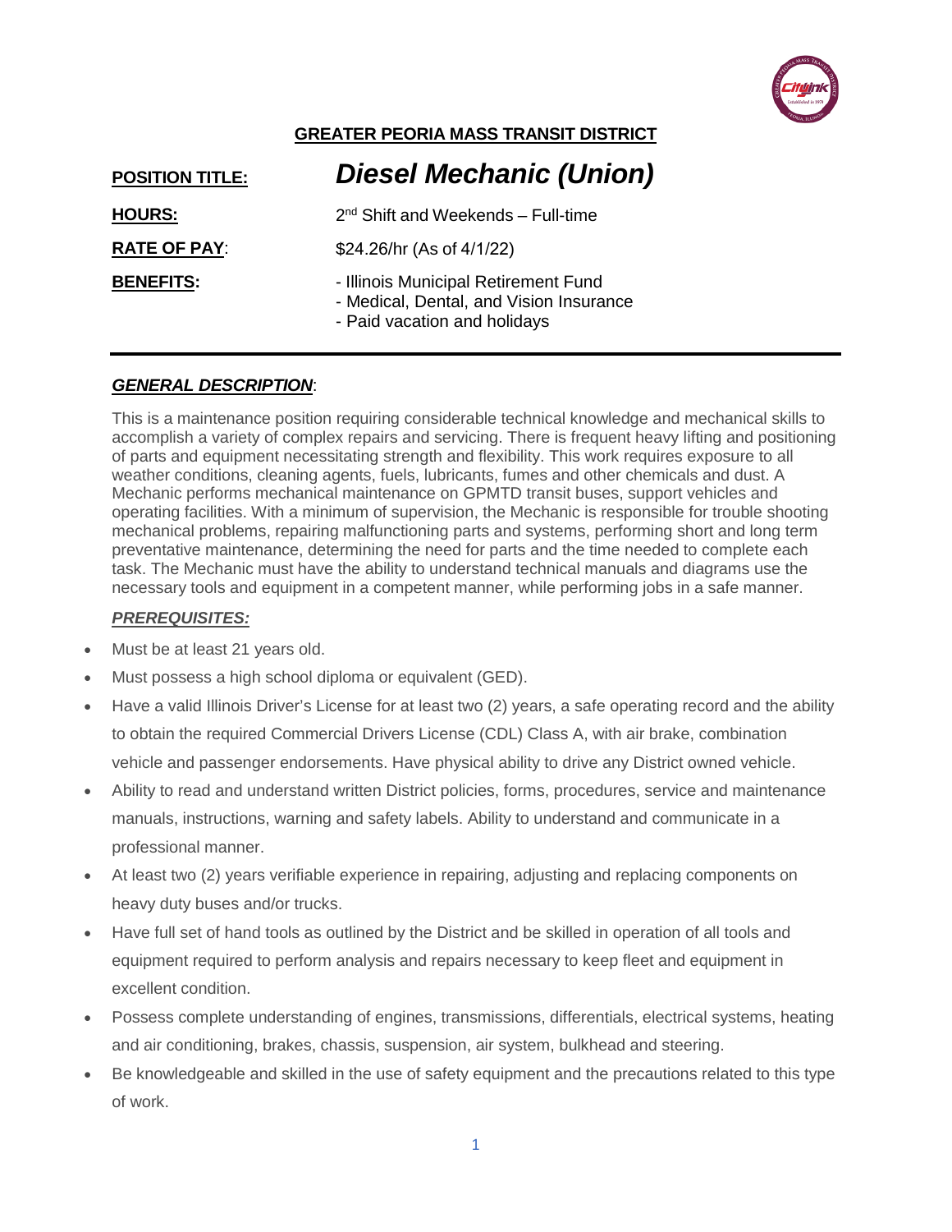## GREATER PEORIA MASS TRANSIT DISTRICT

**POSITION TITLE:** ***Diesel Mechanic (Union)***

**HOURS:** 2nd Shift and Weekends – Full-time

**RATE OF PAY**: $24.26/hr (As of 4/1/22)

**BENEFITS:**
- Illinois Municipal Retirement Fund
- Medical, Dental, and Vision Insurance
- Paid vacation and holidays

---

### ***GENERAL DESCRIPTION***:

This is a maintenance position requiring considerable technical knowledge and mechanical skills to accomplish a variety of complex repairs and servicing. There is frequent heavy lifting and positioning of parts and equipment necessitating strength and flexibility. This work requires exposure to all weather conditions, cleaning agents, fuels, lubricants, fumes and other chemicals and dust. A Mechanic performs mechanical maintenance on GPMTD transit buses, support vehicles and operating facilities. With a minimum of supervision, the Mechanic is responsible for trouble shooting mechanical problems, repairing malfunctioning parts and systems, performing short and long term preventative maintenance, determining the need for parts and the time needed to complete each task. The Mechanic must have the ability to understand technical manuals and diagrams use the necessary tools and equipment in a competent manner, while performing jobs in a safe manner.

### ***PREREQUISITES:***

- Must be at least 21 years old.
- Must possess a high school diploma or equivalent (GED).
- Have a valid Illinois Driver's License for at least two (2) years, a safe operating record and the ability to obtain the required Commercial Drivers License (CDL) Class A, with air brake, combination vehicle and passenger endorsements. Have physical ability to drive any District owned vehicle.
- Ability to read and understand written District policies, forms, procedures, service and maintenance manuals, instructions, warning and safety labels. Ability to understand and communicate in a professional manner.
- At least two (2) years verifiable experience in repairing, adjusting and replacing components on heavy duty buses and/or trucks.
- Have full set of hand tools as outlined by the District and be skilled in operation of all tools and equipment required to perform analysis and repairs necessary to keep fleet and equipment in excellent condition.
- Possess complete understanding of engines, transmissions, differentials, electrical systems, heating and air conditioning, brakes, chassis, suspension, air system, bulkhead and steering.
- Be knowledgeable and skilled in the use of safety equipment and the precautions related to this type of work.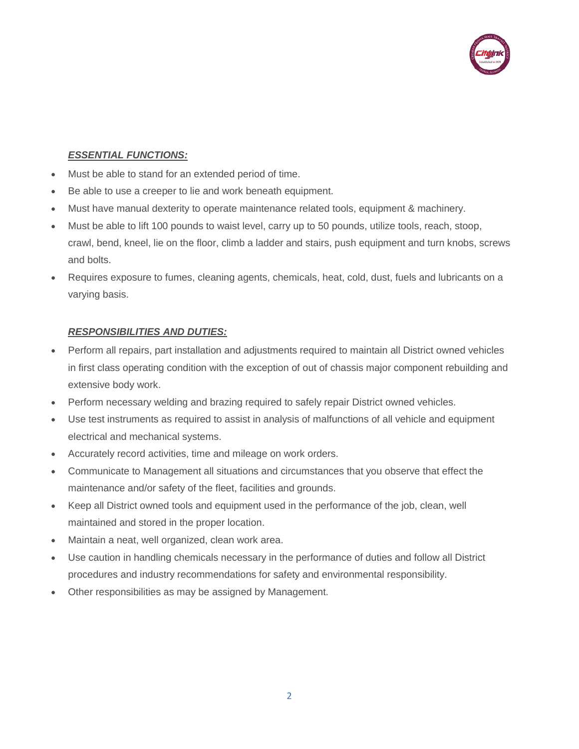***ESSENTIAL FUNCTIONS:***

- Must be able to stand for an extended period of time.
- Be able to use a creeper to lie and work beneath equipment.
- Must have manual dexterity to operate maintenance related tools, equipment & machinery.
- Must be able to lift 100 pounds to waist level, carry up to 50 pounds, utilize tools, reach, stoop, crawl, bend, kneel, lie on the floor, climb a ladder and stairs, push equipment and turn knobs, screws and bolts.
- Requires exposure to fumes, cleaning agents, chemicals, heat, cold, dust, fuels and lubricants on a varying basis.

***RESPONSIBILITIES AND DUTIES:***

- Perform all repairs, part installation and adjustments required to maintain all District owned vehicles in first class operating condition with the exception of out of chassis major component rebuilding and extensive body work.
- Perform necessary welding and brazing required to safely repair District owned vehicles.
- Use test instruments as required to assist in analysis of malfunctions of all vehicle and equipment electrical and mechanical systems.
- Accurately record activities, time and mileage on work orders.
- Communicate to Management all situations and circumstances that you observe that effect the maintenance and/or safety of the fleet, facilities and grounds.
- Keep all District owned tools and equipment used in the performance of the job, clean, well maintained and stored in the proper location.
- Maintain a neat, well organized, clean work area.
- Use caution in handling chemicals necessary in the performance of duties and follow all District procedures and industry recommendations for safety and environmental responsibility.
- Other responsibilities as may be assigned by Management.